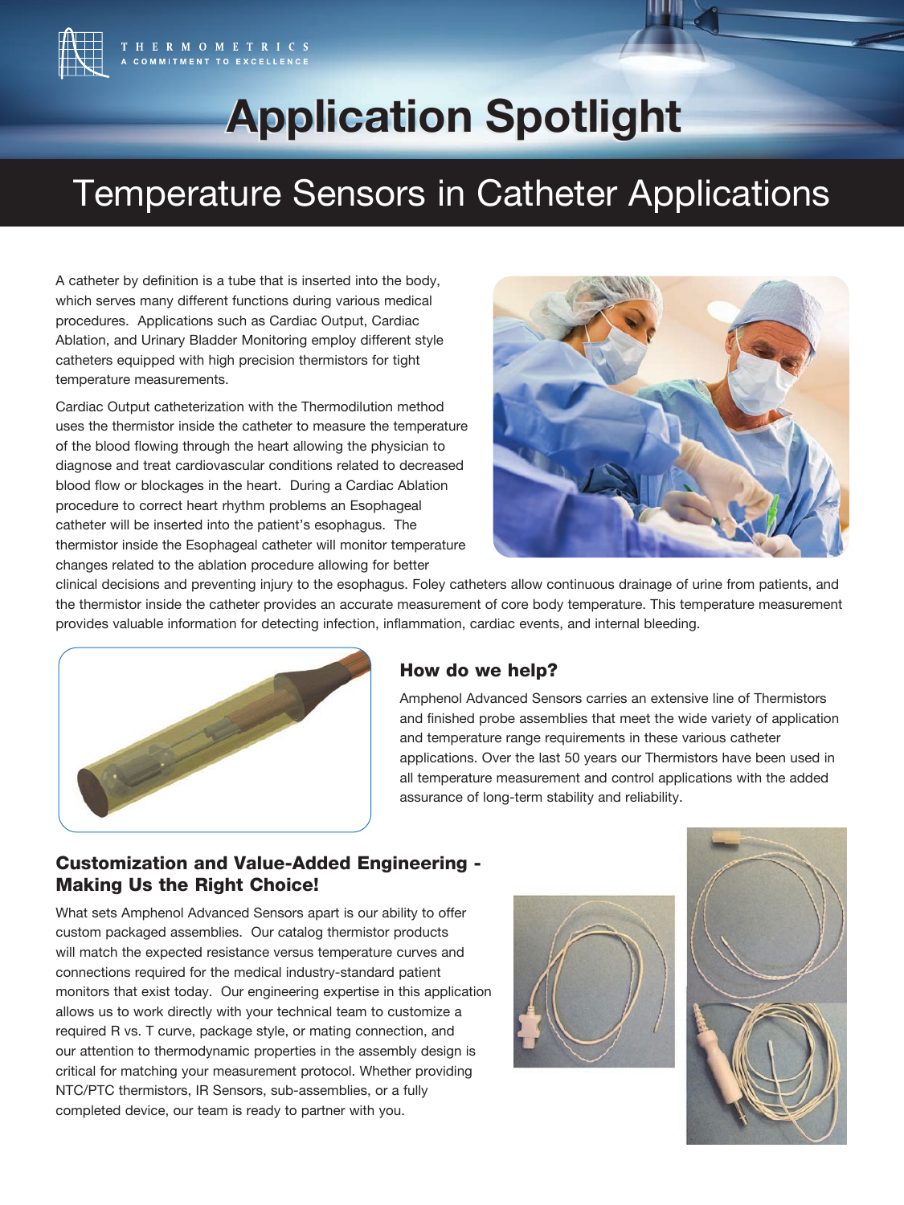THERMOMETRICS
A COMMITMENT TO EXCELLENCE

# Application Spotlight

## Temperature Sensors in Catheter Applications

A catheter by definition is a tube that is inserted into the body, which serves many different functions during various medical procedures. Applications such as Cardiac Output, Cardiac Ablation, and Urinary Bladder Monitoring employ different style catheters equipped with high precision thermistors for tight temperature measurements.

Cardiac Output catheterization with the Thermodilution method uses the thermistor inside the catheter to measure the temperature of the blood flowing through the heart allowing the physician to diagnose and treat cardiovascular conditions related to decreased blood flow or blockages in the heart. During a Cardiac Ablation procedure to correct heart rhythm problems an Esophageal catheter will be inserted into the patient's esophagus. The thermistor inside the Esophageal catheter will monitor temperature changes related to the ablation procedure allowing for better clinical decisions and preventing injury to the esophagus. Foley catheters allow continuous drainage of urine from patients, and the thermistor inside the catheter provides an accurate measurement of core body temperature. This temperature measurement provides valuable information for detecting infection, inflammation, cardiac events, and internal bleeding.

### How do we help?

Amphenol Advanced Sensors carries an extensive line of Thermistors and finished probe assemblies that meet the wide variety of application and temperature range requirements in these various catheter applications. Over the last 50 years our Thermistors have been used in all temperature measurement and control applications with the added assurance of long-term stability and reliability.

### Customization and Value-Added Engineering - Making Us the Right Choice!

What sets Amphenol Advanced Sensors apart is our ability to offer custom packaged assemblies. Our catalog thermistor products will match the expected resistance versus temperature curves and connections required for the medical industry-standard patient monitors that exist today. Our engineering expertise in this application allows us to work directly with your technical team to customize a required R vs. T curve, package style, or mating connection, and our attention to thermodynamic properties in the assembly design is critical for matching your measurement protocol. Whether providing NTC/PTC thermistors, IR Sensors, sub-assemblies, or a fully completed device, our team is ready to partner with you.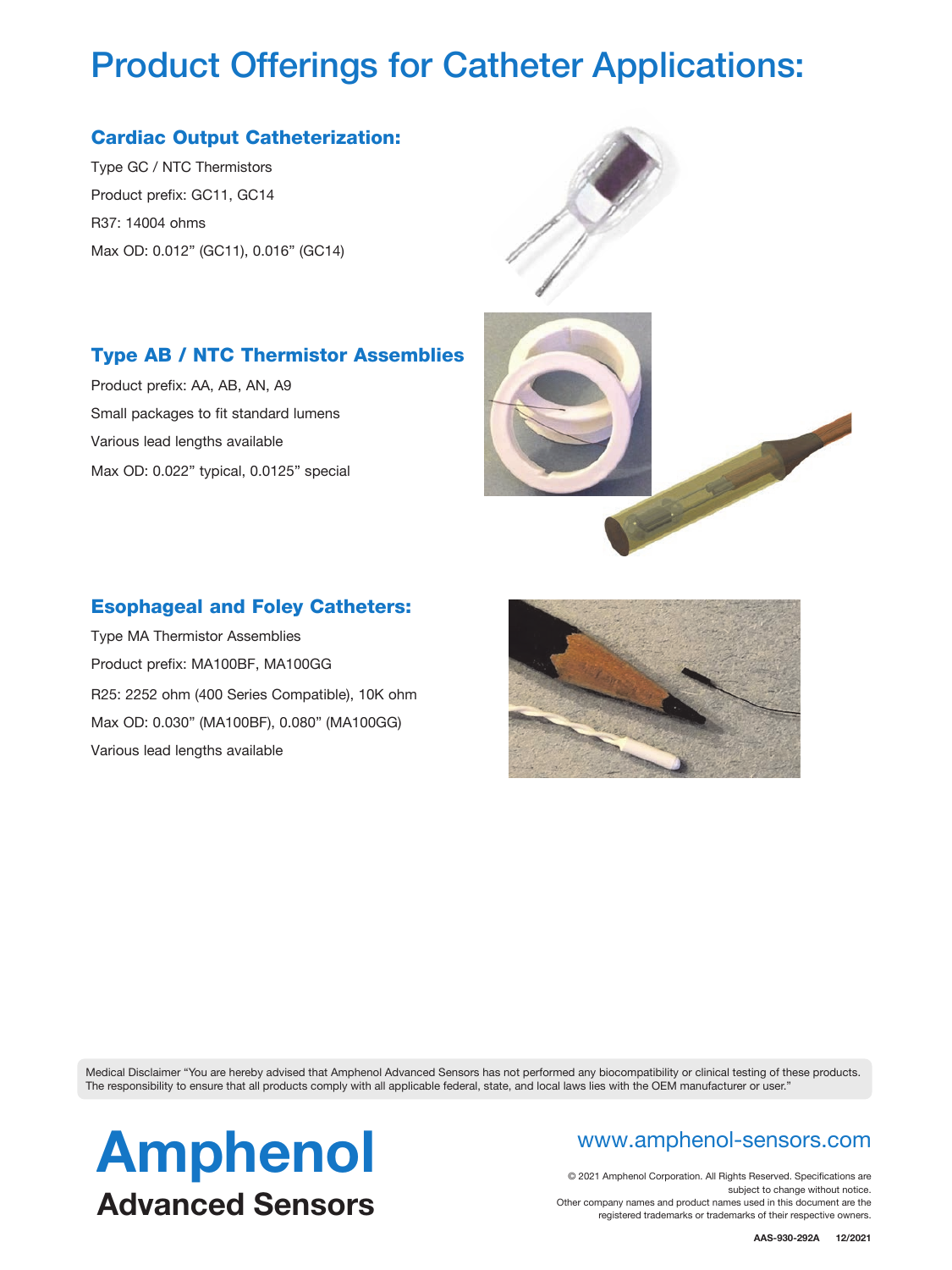# Product Offerings for Catheter Applications:

## Cardiac Output Catheterization:

Type GC / NTC Thermistors

Product prefix: GC11, GC14

R37: 14004 ohms

Max OD: 0.012" (GC11), 0.016" (GC14)

## Type AB / NTC Thermistor Assemblies

Product prefix: AA, AB, AN, A9

Small packages to fit standard lumens

Various lead lengths available

Max OD: 0.022" typical, 0.0125" special

## Esophageal and Foley Catheters:

Type MA Thermistor Assemblies

Product prefix: MA100BF, MA100GG

R25: 2252 ohm (400 Series Compatible), 10K ohm

Max OD: 0.030" (MA100BF), 0.080" (MA100GG)

Various lead lengths available

Medical Disclaimer "You are hereby advised that Amphenol Advanced Sensors has not performed any biocompatibility or clinical testing of these products. The responsibility to ensure that all products comply with all applicable federal, state, and local laws lies with the OEM manufacturer or user."

**Amphenol**
**Advanced Sensors**

www.amphenol-sensors.com

© 2021 Amphenol Corporation. All Rights Reserved. Specifications are subject to change without notice.
Other company names and product names used in this document are the registered trademarks or trademarks of their respective owners.

AAS-930-292A 12/2021